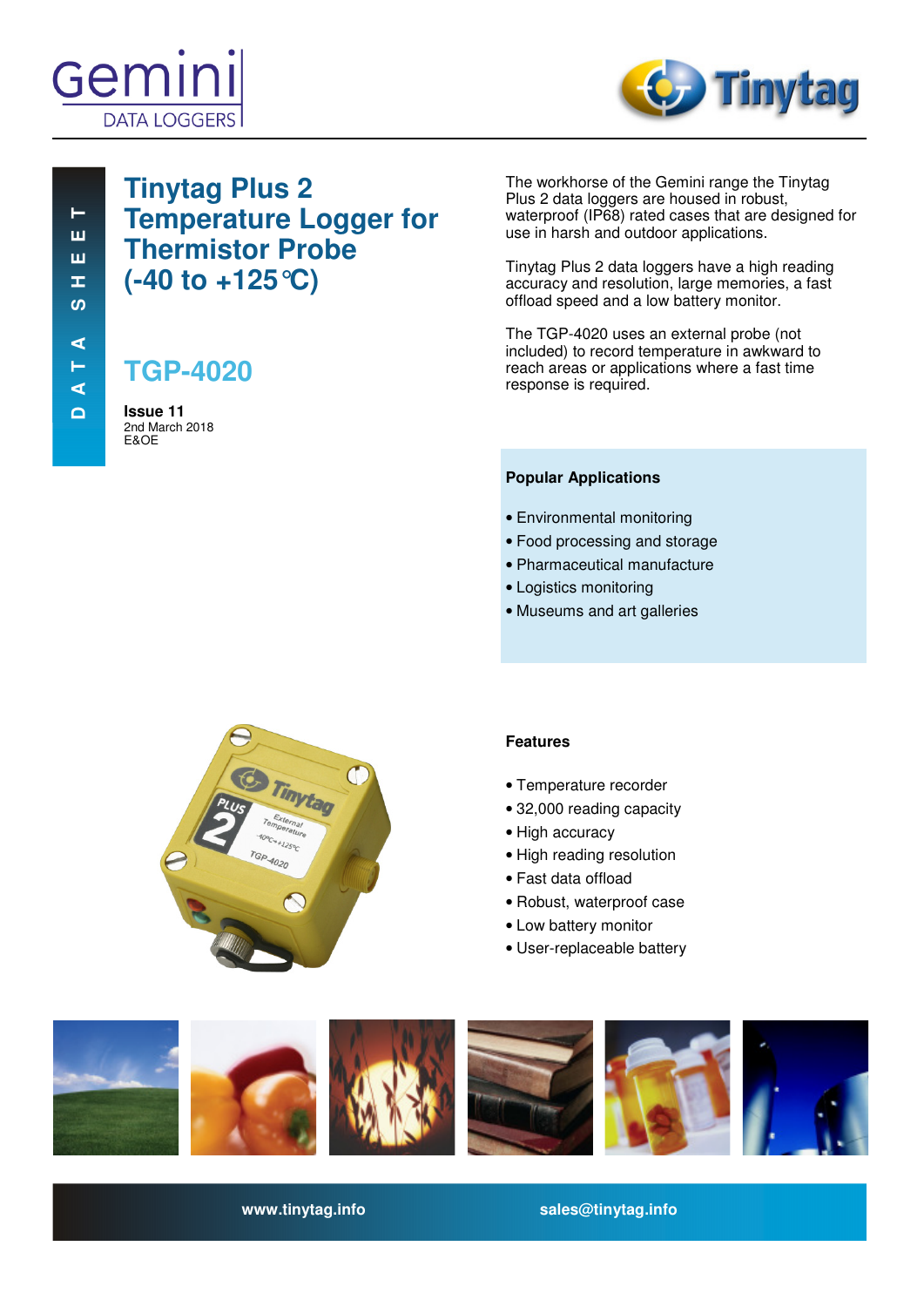Gemini DATA LOGGERS

Tinytag

DATA SHEET

# Tinytag Plus 2 Temperature Logger for Thermistor Probe (-40 to +125°C)

## TGP-4020

**Issue 11**
2nd March 2018
E&OE

The workhorse of the Gemini range the Tinytag Plus 2 data loggers are housed in robust, waterproof (IP68) rated cases that are designed for use in harsh and outdoor applications.

Tinytag Plus 2 data loggers have a high reading accuracy and resolution, large memories, a fast offload speed and a low battery monitor.

The TGP-4020 uses an external probe (not included) to record temperature in awkward to reach areas or applications where a fast time response is required.

### Popular Applications

- Environmental monitoring
- Food processing and storage
- Pharmaceutical manufacture
- Logistics monitoring
- Museums and art galleries

### Features

- Temperature recorder
- 32,000 reading capacity
- High accuracy
- High reading resolution
- Fast data offload
- Robust, waterproof case
- Low battery monitor
- User-replaceable battery

www.tinytag.info sales@tinytag.info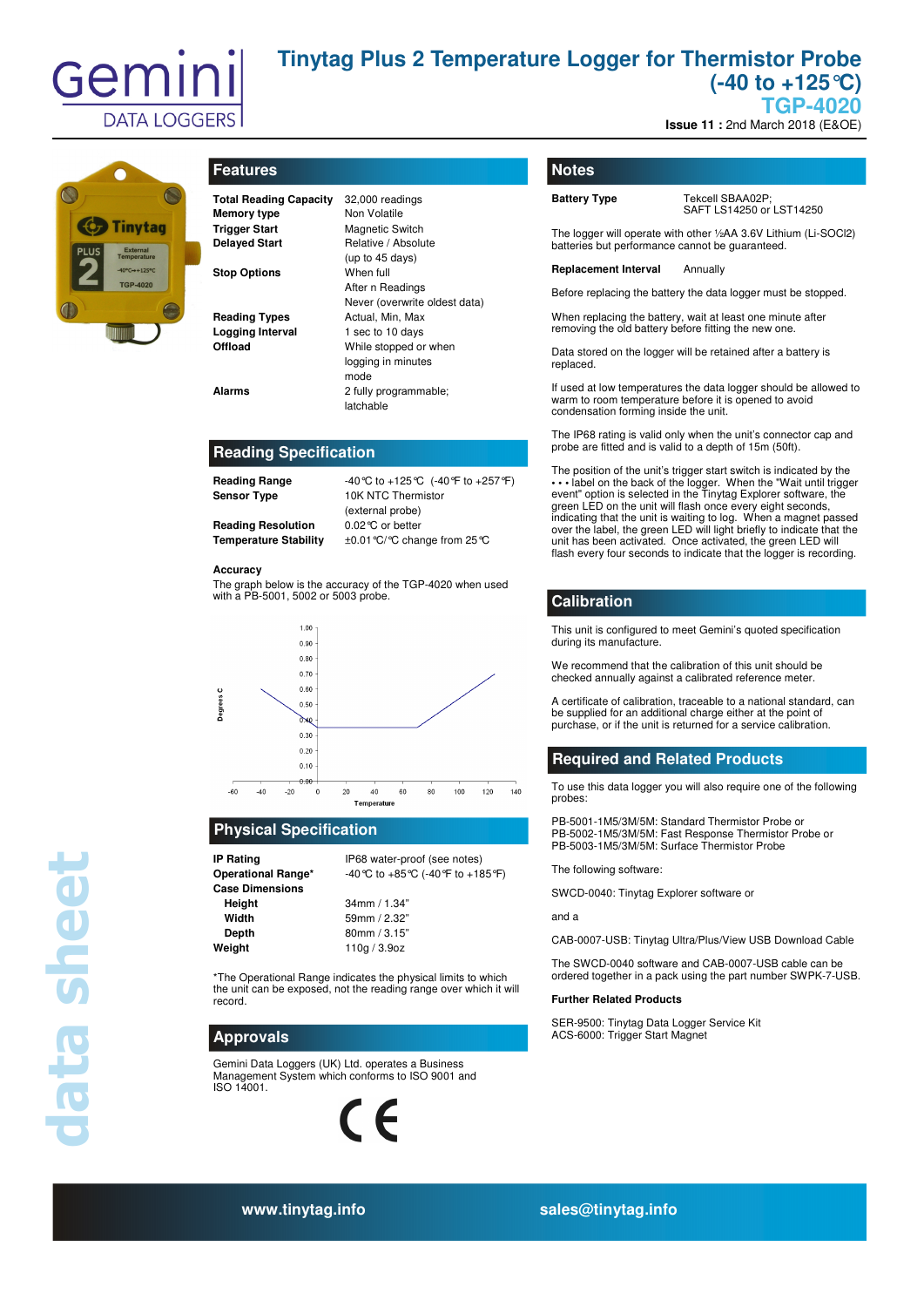# Tinytag Plus 2 Temperature Logger for Thermistor Probe (-40 to +125°C)

## TGP-4020

**Issue 11 :** 2nd March 2018 (E&OE)

## Features

| | |
|---|---|
| **Total Reading Capacity** | 32,000 readings |
| **Memory type** | Non Volatile |
| **Trigger Start** | Magnetic Switch |
| **Delayed Start** | Relative / Absolute (up to 45 days) |
| **Stop Options** | When full<br>After n Readings<br>Never (overwrite oldest data) |
| **Reading Types** | Actual, Min, Max |
| **Logging Interval** | 1 sec to 10 days |
| **Offload** | While stopped or when logging in minutes mode |
| **Alarms** | 2 fully programmable; latchable |

## Reading Specification

| | |
|---|---|
| **Reading Range** | -40°C to +125°C (-40°F to +257°F) |
| **Sensor Type** | 10K NTC Thermistor (external probe) |
| **Reading Resolution** | 0.02°C or better |
| **Temperature Stability** | ±0.01°C/°C change from 25°C |

**Accuracy**

The graph below is the accuracy of the TGP-4020 when used with a PB-5001, 5002 or 5003 probe.

Degrees C
1.00
0.90
0.80
0.70
0.60
0.50
0.40
0.30
0.20
0.10
0.00
-60 -40 -20 0 20 40 60 80 100 120 140
Temperature

## Physical Specification

| | |
|---|---|
| **IP Rating** | IP68 water-proof (see notes) |
| **Operational Range*** | -40°C to +85°C (-40°F to +185°F) |
| **Case Dimensions** | |
| **Height** | 34mm / 1.34" |
| **Width** | 59mm / 2.32" |
| **Depth** | 80mm / 3.15" |
| **Weight** | 110g / 3.9oz |

*The Operational Range indicates the physical limits to which the unit can be exposed, not the reading range over which it will record.

## Approvals

Gemini Data Loggers (UK) Ltd. operates a Business Management System which conforms to ISO 9001 and ISO 14001.

CE

## Notes

| | |
|---|---|
| **Battery Type** | Tekcell SBAA02P; SAFT LS14250 or LST14250 |

The logger will operate with other ½AA 3.6V Lithium (Li-SOCl2) batteries but performance cannot be guaranteed.

| | |
|---|---|
| **Replacement Interval** | Annually |

Before replacing the battery the data logger must be stopped.

When replacing the battery, wait at least one minute after removing the old battery before fitting the new one.

Data stored on the logger will be retained after a battery is replaced.

If used at low temperatures the data logger should be allowed to warm to room temperature before it is opened to avoid condensation forming inside the unit.

The IP68 rating is valid only when the unit's connector cap and probe are fitted and is valid to a depth of 15m (50ft).

The position of the unit's trigger start switch is indicated by the • • • label on the back of the logger. When the "Wait until trigger event" option is selected in the Tinytag Explorer software, the green LED on the unit will flash once every eight seconds, indicating that the unit is waiting to log. When a magnet passed over the label, the green LED will light briefly to indicate that the unit has been activated. Once activated, the green LED will flash every four seconds to indicate that the logger is recording.

## Calibration

This unit is configured to meet Gemini's quoted specification during its manufacture.

We recommend that the calibration of this unit should be checked annually against a calibrated reference meter.

A certificate of calibration, traceable to a national standard, can be supplied for an additional charge either at the point of purchase, or if the unit is returned for a service calibration.

## Required and Related Products

To use this data logger you will also require one of the following probes:

PB-5001-1M5/3M/5M: Standard Thermistor Probe or
PB-5002-1M5/3M/5M: Fast Response Thermistor Probe or
PB-5003-1M5/3M/5M: Surface Thermistor Probe

The following software:

SWCD-0040: Tinytag Explorer software or

and a

CAB-0007-USB: Tinytag Ultra/Plus/View USB Download Cable

The SWCD-0040 software and CAB-0007-USB cable can be ordered together in a pack using the part number SWPK-7-USB.

**Further Related Products**

SER-9500: Tinytag Data Logger Service Kit
ACS-6000: Trigger Start Magnet

www.tinytag.info sales@tinytag.info